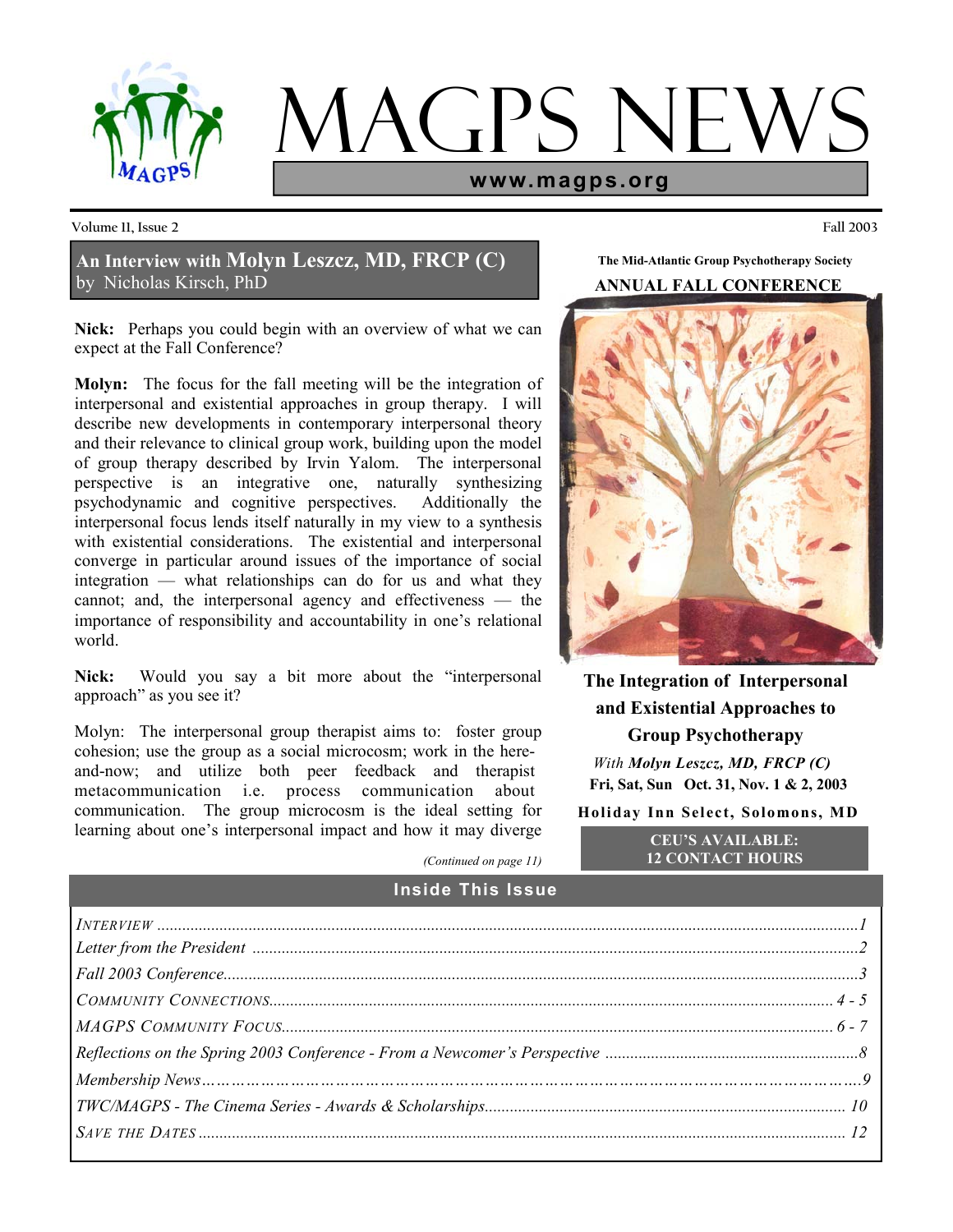# MAGPS NEWS

**www.magps.org**

Volume 11, Issue 2 — Fall 2003

## An Interview with Molyn Leszcz, MD, FRCP (C)

by Nicholas Kirsch, PhD

**Nick:** Perhaps you could begin with an overview of what we can expect at the Fall Conference?

**Molyn:** The focus for the fall meeting will be the integration of interpersonal and existential approaches in group therapy. I will describe new developments in contemporary interpersonal theory and their relevance to clinical group work, building upon the model of group therapy described by Irvin Yalom. The interpersonal perspective is an integrative one, naturally synthesizing psychodynamic and cognitive perspectives. Additionally the interpersonal focus lends itself naturally in my view to a synthesis with existential considerations. The existential and interpersonal converge in particular around issues of the importance of social integration — what relationships can do for us and what they cannot; and, the interpersonal agency and effectiveness — the importance of responsibility and accountability in one's relational world.

**Nick:** Would you say a bit more about the "interpersonal approach" as you see it?

Molyn: The interpersonal group therapist aims to: foster group cohesion; use the group as a social microcosm; work in the here-and-now; and utilize both peer feedback and therapist metacommunication i.e. process communication about communication. The group microcosm is the ideal setting for learning about one's interpersonal impact and how it may diverge

*(Continued on page 11)*

**The Mid-Atlantic Group Psychotherapy Society**

**ANNUAL FALL CONFERENCE**

**The Integration of Interpersonal and Existential Approaches to Group Psychotherapy**

*With* ***Molyn Leszcz, MD, FRCP (C)***

**Fri, Sat, Sun Oct. 31, Nov. 1 & 2, 2003**

**Holiday Inn Select, Solomons, MD**

**CEU'S AVAILABLE:**
**12 CONTACT HOURS**

## Inside This Issue

| | |
|---|---|
| *Interview* | 1 |
| *Letter from the President* | 2 |
| *Fall 2003 Conference* | 3 |
| *Community Connections* | 4 - 5 |
| *MAGPS Community Focus* | 6 - 7 |
| *Reflections on the Spring 2003 Conference - From a Newcomer's Perspective* | 8 |
| *Membership News* | 9 |
| *TWC/MAGPS - The Cinema Series - Awards & Scholarships* | 10 |
| *Save the Dates* | 12 |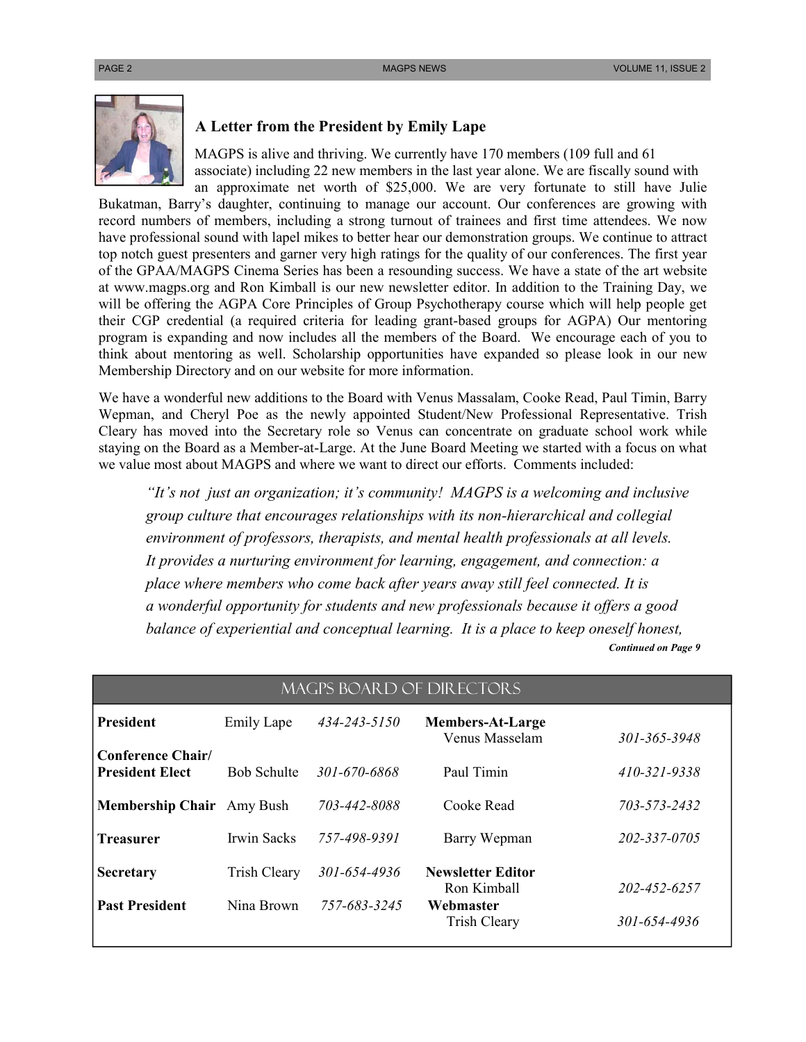## A Letter from the President by Emily Lape

MAGPS is alive and thriving. We currently have 170 members (109 full and 61 associate) including 22 new members in the last year alone. We are fiscally sound with an approximate net worth of $25,000. We are very fortunate to still have Julie Bukatman, Barry's daughter, continuing to manage our account. Our conferences are growing with record numbers of members, including a strong turnout of trainees and first time attendees. We now have professional sound with lapel mikes to better hear our demonstration groups. We continue to attract top notch guest presenters and garner very high ratings for the quality of our conferences. The first year of the GPAA/MAGPS Cinema Series has been a resounding success. We have a state of the art website at www.magps.org and Ron Kimball is our new newsletter editor. In addition to the Training Day, we will be offering the AGPA Core Principles of Group Psychotherapy course which will help people get their CGP credential (a required criteria for leading grant-based groups for AGPA) Our mentoring program is expanding and now includes all the members of the Board. We encourage each of you to think about mentoring as well. Scholarship opportunities have expanded so please look in our new Membership Directory and on our website for more information.

We have a wonderful new additions to the Board with Venus Massalam, Cooke Read, Paul Timin, Barry Wepman, and Cheryl Poe as the newly appointed Student/New Professional Representative. Trish Cleary has moved into the Secretary role so Venus can concentrate on graduate school work while staying on the Board as a Member-at-Large. At the June Board Meeting we started with a focus on what we value most about MAGPS and where we want to direct our efforts. Comments included:

> *"It's not just an organization; it's community! MAGPS is a welcoming and inclusive group culture that encourages relationships with its non-hierarchical and collegial environment of professors, therapists, and mental health professionals at all levels. It provides a nurturing environment for learning, engagement, and connection: a place where members who come back after years away still feel connected. It is a wonderful opportunity for students and new professionals because it offers a good balance of experiential and conceptual learning. It is a place to keep oneself honest,*

***Continued on Page 9***

## MAGPS Board of Directors

| Position | Name | Phone | Position | Name | Phone |
|---|---|---|---|---|---|
| **President** | Emily Lape | *434-243-5150* | **Members-At-Large** | Venus Masselam | *301-365-3948* |
| **Conference Chair/ President Elect** | Bob Schulte | *301-670-6868* | | Paul Timin | *410-321-9338* |
| **Membership Chair** | Amy Bush | *703-442-8088* | | Cooke Read | *703-573-2432* |
| **Treasurer** | Irwin Sacks | *757-498-9391* | | Barry Wepman | *202-337-0705* |
| **Secretary** | Trish Cleary | *301-654-4936* | **Newsletter Editor** | Ron Kimball | *202-452-6257* |
| **Past President** | Nina Brown | *757-683-3245* | **Webmaster** | Trish Cleary | *301-654-4936* |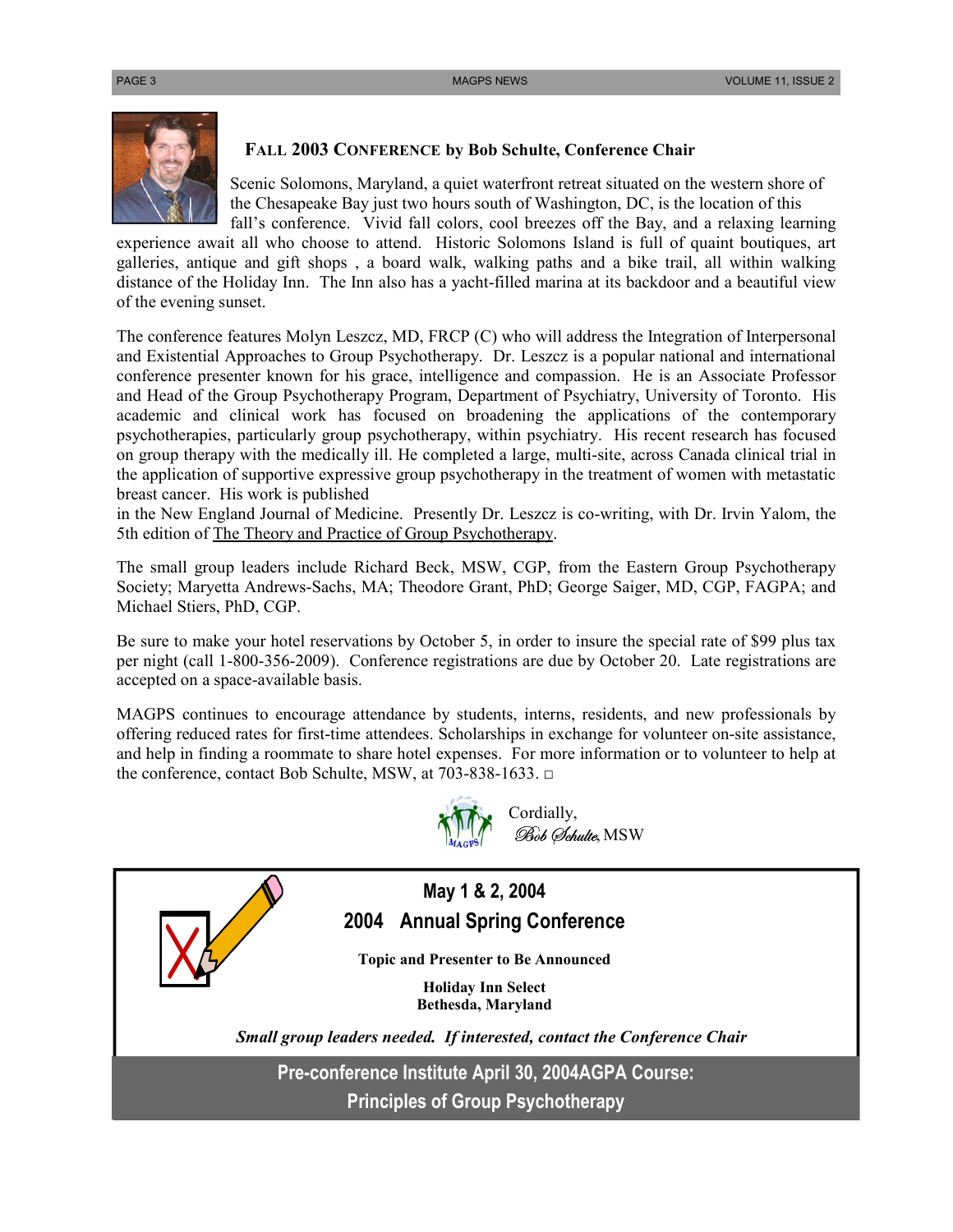## FALL 2003 CONFERENCE by Bob Schulte, Conference Chair

Scenic Solomons, Maryland, a quiet waterfront retreat situated on the western shore of the Chesapeake Bay just two hours south of Washington, DC, is the location of this fall's conference. Vivid fall colors, cool breezes off the Bay, and a relaxing learning experience await all who choose to attend. Historic Solomons Island is full of quaint boutiques, art galleries, antique and gift shops , a board walk, walking paths and a bike trail, all within walking distance of the Holiday Inn. The Inn also has a yacht-filled marina at its backdoor and a beautiful view of the evening sunset.

The conference features Molyn Leszcz, MD, FRCP (C) who will address the Integration of Interpersonal and Existential Approaches to Group Psychotherapy. Dr. Leszcz is a popular national and international conference presenter known for his grace, intelligence and compassion. He is an Associate Professor and Head of the Group Psychotherapy Program, Department of Psychiatry, University of Toronto. His academic and clinical work has focused on broadening the applications of the contemporary psychotherapies, particularly group psychotherapy, within psychiatry. His recent research has focused on group therapy with the medically ill. He completed a large, multi-site, across Canada clinical trial in the application of supportive expressive group psychotherapy in the treatment of women with metastatic breast cancer. His work is published in the New England Journal of Medicine. Presently Dr. Leszcz is co-writing, with Dr. Irvin Yalom, the 5th edition of The Theory and Practice of Group Psychotherapy.

The small group leaders include Richard Beck, MSW, CGP, from the Eastern Group Psychotherapy Society; Maryetta Andrews-Sachs, MA; Theodore Grant, PhD; George Saiger, MD, CGP, FAGPA; and Michael Stiers, PhD, CGP.

Be sure to make your hotel reservations by October 5, in order to insure the special rate of $99 plus tax per night (call 1-800-356-2009). Conference registrations are due by October 20. Late registrations are accepted on a space-available basis.

MAGPS continues to encourage attendance by students, interns, residents, and new professionals by offering reduced rates for first-time attendees. Scholarships in exchange for volunteer on-site assistance, and help in finding a roommate to share hotel expenses. For more information or to volunteer to help at the conference, contact Bob Schulte, MSW, at 703-838-1633. □

Cordially,
*Bob Schulte*, MSW

---

**May 1 & 2, 2004**

**2004 Annual Spring Conference**

**Topic and Presenter to Be Announced**

**Holiday Inn Select**
**Bethesda, Maryland**

***Small group leaders needed. If interested, contact the Conference Chair***

**Pre-conference Institute April 30, 2004AGPA Course:**
**Principles of Group Psychotherapy**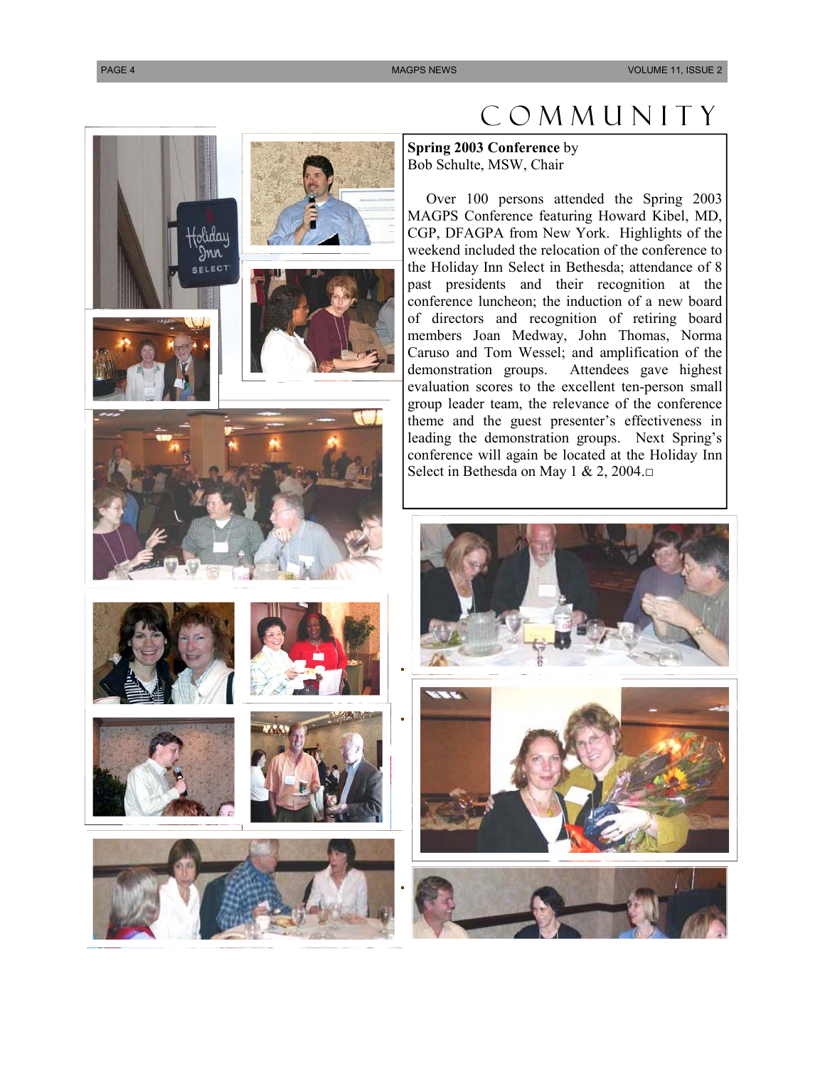# COMMUNITY

**Spring 2003 Conference** by
Bob Schulte, MSW, Chair

Over 100 persons attended the Spring 2003 MAGPS Conference featuring Howard Kibel, MD, CGP, DFAGPA from New York. Highlights of the weekend included the relocation of the conference to the Holiday Inn Select in Bethesda; attendance of 8 past presidents and their recognition at the conference luncheon; the induction of a new board of directors and recognition of retiring board members Joan Medway, John Thomas, Norma Caruso and Tom Wessel; and amplification of the demonstration groups. Attendees gave highest evaluation scores to the excellent ten-person small group leader team, the relevance of the conference theme and the guest presenter's effectiveness in leading the demonstration groups. Next Spring's conference will again be located at the Holiday Inn Select in Bethesda on May 1 & 2, 2004.□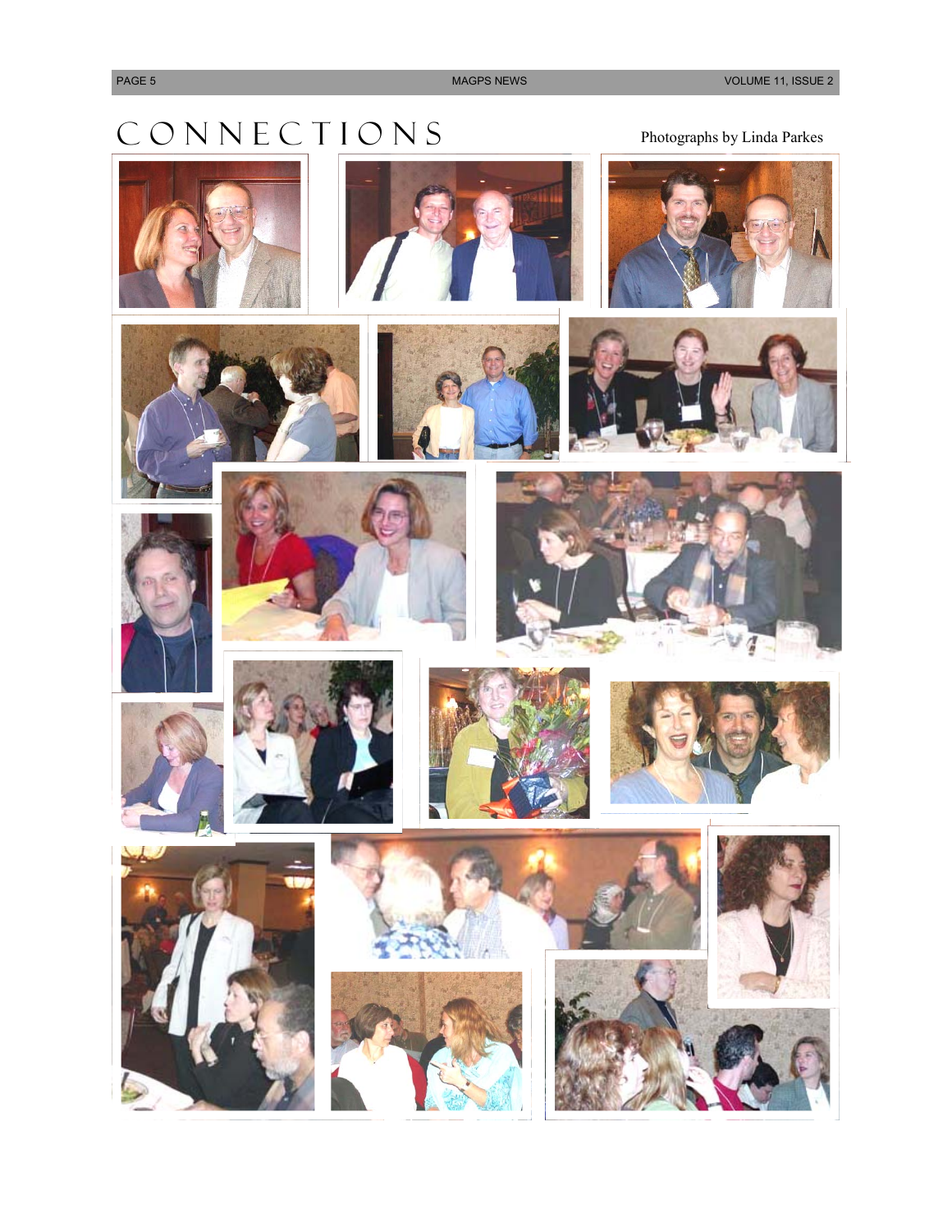# CONNECTIONS

Photographs by Linda Parkes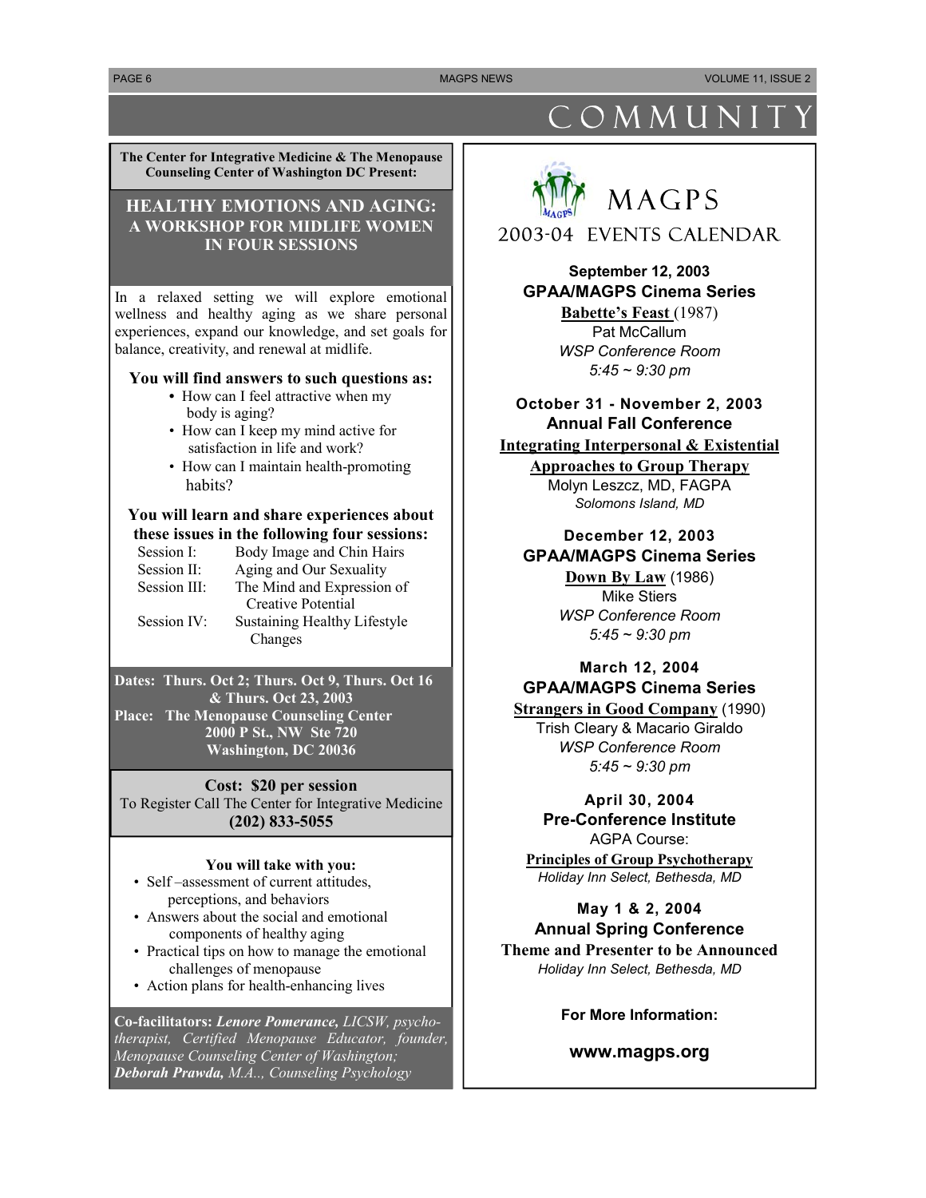# COMMUNITY

**The Center for Integrative Medicine & The Menopause Counseling Center of Washington DC Present:**

## HEALTHY EMOTIONS AND AGING: A WORKSHOP FOR MIDLIFE WOMEN IN FOUR SESSIONS

In a relaxed setting we will explore emotional wellness and healthy aging as we share personal experiences, expand our knowledge, and set goals for balance, creativity, and renewal at midlife.

**You will find answers to such questions as:**

- How can I feel attractive when my body is aging?
- How can I keep my mind active for satisfaction in life and work?
- How can I maintain health-promoting habits?

**You will learn and share experiences about these issues in the following four sessions:**

| | |
|---|---|
| Session I: | Body Image and Chin Hairs |
| Session II: | Aging and Our Sexuality |
| Session III: | The Mind and Expression of Creative Potential |
| Session IV: | Sustaining Healthy Lifestyle Changes |

**Dates: Thurs. Oct 2; Thurs. Oct 9, Thurs. Oct 16 & Thurs. Oct 23, 2003**
**Place: The Menopause Counseling Center**
**2000 P St., NW Ste 720**
**Washington, DC 20036**

**Cost: $20 per session**
To Register Call The Center for Integrative Medicine
**(202) 833-5055**

**You will take with you:**

- Self –assessment of current attitudes, perceptions, and behaviors
- Answers about the social and emotional components of healthy aging
- Practical tips on how to manage the emotional challenges of menopause
- Action plans for health-enhancing lives

**Co-facilitators:** ***Lenore Pomerance,*** *LICSW, psychotherapist, Certified Menopause Educator, founder, Menopause Counseling Center of Washington;* ***Deborah Prawda,*** *M.A.., Counseling Psychology*

## MAGPS 2003-04 EVENTS CALENDAR

**September 12, 2003**
**GPAA/MAGPS Cinema Series**
**Babette's Feast** (1987)
Pat McCallum
*WSP Conference Room*
*5:45 ~ 9:30 pm*

**October 31 - November 2, 2003**
**Annual Fall Conference**
**Integrating Interpersonal & Existential Approaches to Group Therapy**
Molyn Leszcz, MD, FAGPA
*Solomons Island, MD*

**December 12, 2003**
**GPAA/MAGPS Cinema Series**
**Down By Law** (1986)
Mike Stiers
*WSP Conference Room*
*5:45 ~ 9:30 pm*

**March 12, 2004**
**GPAA/MAGPS Cinema Series**
**Strangers in Good Company** (1990)
Trish Cleary & Macario Giraldo
*WSP Conference Room*
*5:45 ~ 9:30 pm*

**April 30, 2004**
**Pre-Conference Institute**
AGPA Course:
**Principles of Group Psychotherapy**
*Holiday Inn Select, Bethesda, MD*

**May 1 & 2, 2004**
**Annual Spring Conference**
**Theme and Presenter to be Announced**
*Holiday Inn Select, Bethesda, MD*

**For More Information:**

**www.magps.org**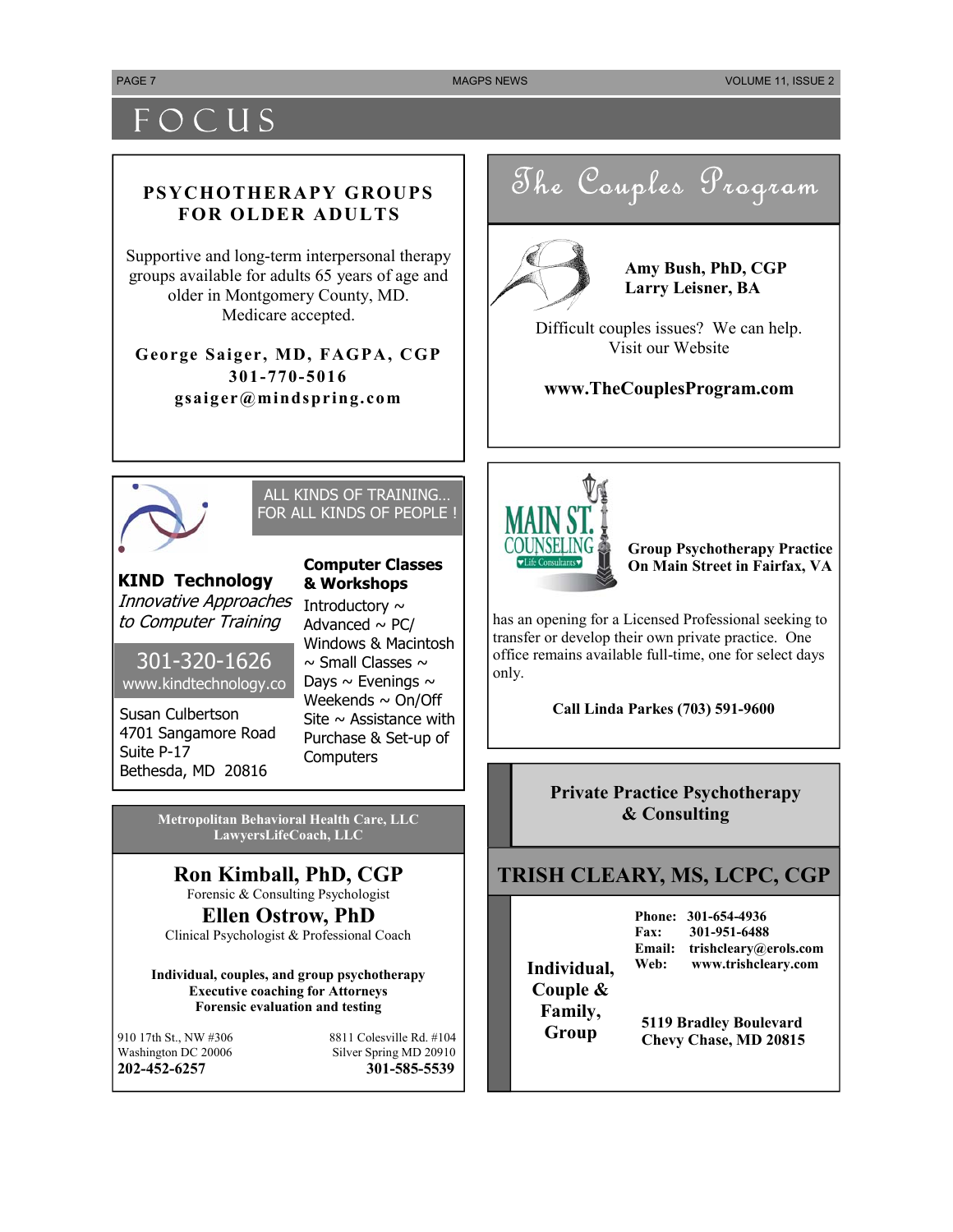# FOCUS

## PSYCHOTHERAPY GROUPS FOR OLDER ADULTS

Supportive and long-term interpersonal therapy groups available for adults 65 years of age and older in Montgomery County, MD. Medicare accepted.

**George Saiger, MD, FAGPA, CGP**
**301-770-5016**
**gsaiger@mindspring.com**

---

## The Couples Program

**Amy Bush, PhD, CGP**
**Larry Leisner, BA**

Difficult couples issues? We can help. Visit our Website

**www.TheCouplesProgram.com**

---

ALL KINDS OF TRAINING… FOR ALL KINDS OF PEOPLE !

**KIND Technology**
*Innovative Approaches to Computer Training*

301-320-1626
www.kindtechnology.co

Susan Culbertson
4701 Sangamore Road
Suite P-17
Bethesda, MD 20816

**Computer Classes & Workshops**
Introductory ~ Advanced ~ PC/ Windows & Macintosh ~ Small Classes ~ Days ~ Evenings ~ Weekends ~ On/Off Site ~ Assistance with Purchase & Set-up of Computers

---

MAIN ST. COUNSELING — Life Consultants

**Group Psychotherapy Practice On Main Street in Fairfax, VA**

has an opening for a Licensed Professional seeking to transfer or develop their own private practice. One office remains available full-time, one for select days only.

**Call Linda Parkes (703) 591-9600**

---

**Metropolitan Behavioral Health Care, LLC**
**LawyersLifeCoach, LLC**

**Ron Kimball, PhD, CGP**
Forensic & Consulting Psychologist

**Ellen Ostrow, PhD**
Clinical Psychologist & Professional Coach

**Individual, couples, and group psychotherapy**
**Executive coaching for Attorneys**
**Forensic evaluation and testing**

910 17th St., NW #306
Washington DC 20006
**202-452-6257**

8811 Colesville Rd. #104
Silver Spring MD 20910
**301-585-5539**

---

**Private Practice Psychotherapy & Consulting**

## TRISH CLEARY, MS, LCPC, CGP

**Individual, Couple & Family, Group**

**Phone:** 301-654-4936
**Fax:** 301-951-6488
**Email:** trishcleary@erols.com
**Web:** www.trishcleary.com

**5119 Bradley Boulevard**
**Chevy Chase, MD 20815**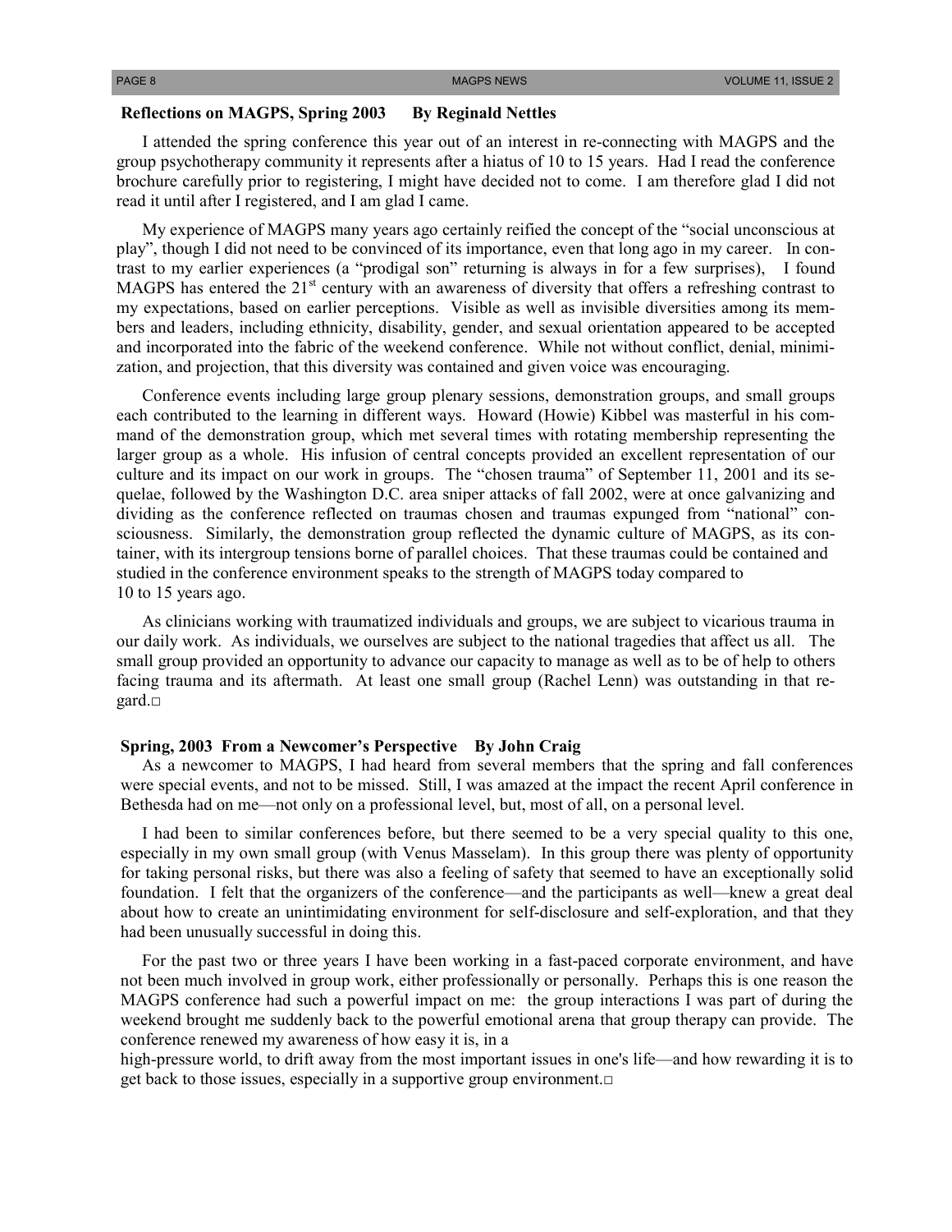### Reflections on MAGPS, Spring 2003 By Reginald Nettles

I attended the spring conference this year out of an interest in re-connecting with MAGPS and the group psychotherapy community it represents after a hiatus of 10 to 15 years. Had I read the conference brochure carefully prior to registering, I might have decided not to come. I am therefore glad I did not read it until after I registered, and I am glad I came.

My experience of MAGPS many years ago certainly reified the concept of the "social unconscious at play", though I did not need to be convinced of its importance, even that long ago in my career. In contrast to my earlier experiences (a "prodigal son" returning is always in for a few surprises), I found MAGPS has entered the 21st century with an awareness of diversity that offers a refreshing contrast to my expectations, based on earlier perceptions. Visible as well as invisible diversities among its members and leaders, including ethnicity, disability, gender, and sexual orientation appeared to be accepted and incorporated into the fabric of the weekend conference. While not without conflict, denial, minimization, and projection, that this diversity was contained and given voice was encouraging.

Conference events including large group plenary sessions, demonstration groups, and small groups each contributed to the learning in different ways. Howard (Howie) Kibbel was masterful in his command of the demonstration group, which met several times with rotating membership representing the larger group as a whole. His infusion of central concepts provided an excellent representation of our culture and its impact on our work in groups. The "chosen trauma" of September 11, 2001 and its sequelae, followed by the Washington D.C. area sniper attacks of fall 2002, were at once galvanizing and dividing as the conference reflected on traumas chosen and traumas expunged from "national" consciousness. Similarly, the demonstration group reflected the dynamic culture of MAGPS, as its container, with its intergroup tensions borne of parallel choices. That these traumas could be contained and studied in the conference environment speaks to the strength of MAGPS today compared to 10 to 15 years ago.

As clinicians working with traumatized individuals and groups, we are subject to vicarious trauma in our daily work. As individuals, we ourselves are subject to the national tragedies that affect us all. The small group provided an opportunity to advance our capacity to manage as well as to be of help to others facing trauma and its aftermath. At least one small group (Rachel Lenn) was outstanding in that regard.□

### Spring, 2003 From a Newcomer's Perspective By John Craig

As a newcomer to MAGPS, I had heard from several members that the spring and fall conferences were special events, and not to be missed. Still, I was amazed at the impact the recent April conference in Bethesda had on me—not only on a professional level, but, most of all, on a personal level.

I had been to similar conferences before, but there seemed to be a very special quality to this one, especially in my own small group (with Venus Masselam). In this group there was plenty of opportunity for taking personal risks, but there was also a feeling of safety that seemed to have an exceptionally solid foundation. I felt that the organizers of the conference—and the participants as well—knew a great deal about how to create an unintimidating environment for self-disclosure and self-exploration, and that they had been unusually successful in doing this.

For the past two or three years I have been working in a fast-paced corporate environment, and have not been much involved in group work, either professionally or personally. Perhaps this is one reason the MAGPS conference had such a powerful impact on me: the group interactions I was part of during the weekend brought me suddenly back to the powerful emotional arena that group therapy can provide. The conference renewed my awareness of how easy it is, in a high-pressure world, to drift away from the most important issues in one's life—and how rewarding it is to get back to those issues, especially in a supportive group environment.□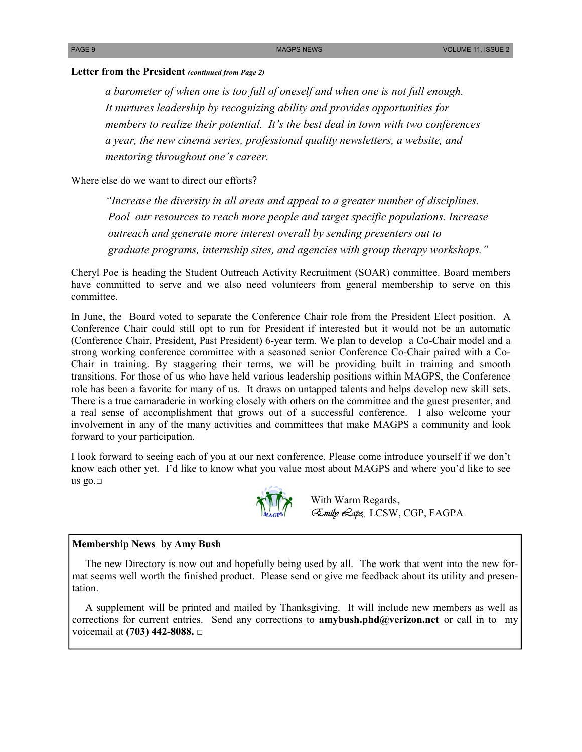**Letter from the President** *(continued from Page 2)*

> *a barometer of when one is too full of oneself and when one is not full enough. It nurtures leadership by recognizing ability and provides opportunities for members to realize their potential. It's the best deal in town with two conferences a year, the new cinema series, professional quality newsletters, a website, and mentoring throughout one's career.*

Where else do we want to direct our efforts?

> *"Increase the diversity in all areas and appeal to a greater number of disciplines. Pool our resources to reach more people and target specific populations. Increase outreach and generate more interest overall by sending presenters out to graduate programs, internship sites, and agencies with group therapy workshops."*

Cheryl Poe is heading the Student Outreach Activity Recruitment (SOAR) committee. Board members have committed to serve and we also need volunteers from general membership to serve on this committee.

In June, the Board voted to separate the Conference Chair role from the President Elect position. A Conference Chair could still opt to run for President if interested but it would not be an automatic (Conference Chair, President, Past President) 6-year term. We plan to develop a Co-Chair model and a strong working conference committee with a seasoned senior Conference Co-Chair paired with a Co-Chair in training. By staggering their terms, we will be providing built in training and smooth transitions. For those of us who have held various leadership positions within MAGPS, the Conference role has been a favorite for many of us. It draws on untapped talents and helps develop new skill sets. There is a true camaraderie in working closely with others on the committee and the guest presenter, and a real sense of accomplishment that grows out of a successful conference. I also welcome your involvement in any of the many activities and committees that make MAGPS a community and look forward to your participation.

I look forward to seeing each of you at our next conference. Please come introduce yourself if we don't know each other yet. I'd like to know what you value most about MAGPS and where you'd like to see us go.□

With Warm Regards,
*Emily Lape*, LCSW, CGP, FAGPA

---

**Membership News by Amy Bush**

The new Directory is now out and hopefully being used by all. The work that went into the new format seems well worth the finished product. Please send or give me feedback about its utility and presentation.

A supplement will be printed and mailed by Thanksgiving. It will include new members as well as corrections for current entries. Send any corrections to **amybush.phd@verizon.net** or call in to my voicemail at **(703) 442-8088.** □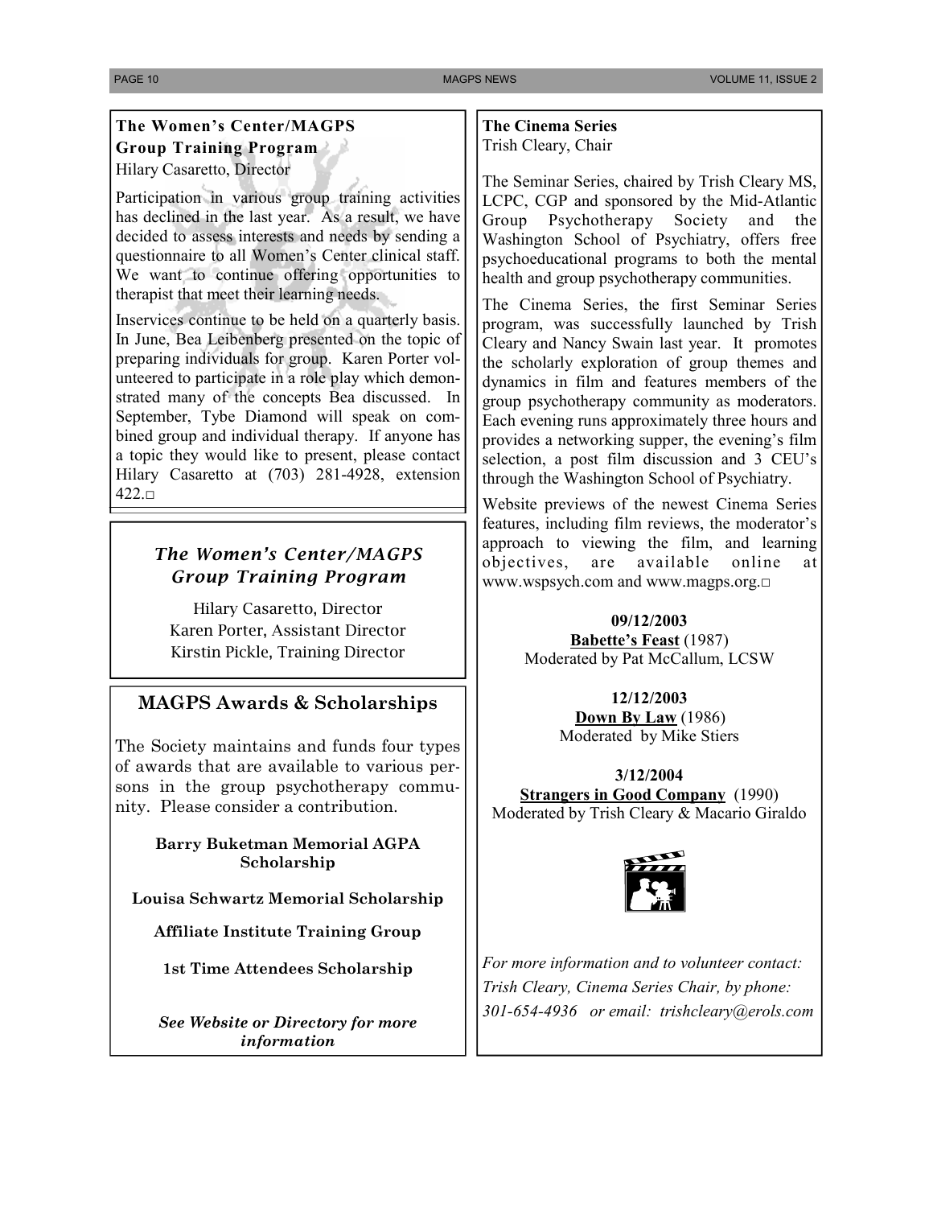## The Women's Center/MAGPS Group Training Program

Hilary Casaretto, Director

Participation in various group training activities has declined in the last year. As a result, we have decided to assess interests and needs by sending a questionnaire to all Women's Center clinical staff. We want to continue offering opportunities to therapist that meet their learning needs.

Inservices continue to be held on a quarterly basis. In June, Bea Leibenberg presented on the topic of preparing individuals for group. Karen Porter volunteered to participate in a role play which demonstrated many of the concepts Bea discussed. In September, Tybe Diamond will speak on combined group and individual therapy. If anyone has a topic they would like to present, please contact Hilary Casaretto at (703) 281-4928, extension 422.□

### *The Women's Center/MAGPS Group Training Program*

Hilary Casaretto, Director
Karen Porter, Assistant Director
Kirstin Pickle, Training Director

## MAGPS Awards & Scholarships

The Society maintains and funds four types of awards that are available to various persons in the group psychotherapy community. Please consider a contribution.

**Barry Buketman Memorial AGPA Scholarship**

**Louisa Schwartz Memorial Scholarship**

**Affiliate Institute Training Group**

**1st Time Attendees Scholarship**

***See Website or Directory for more information***

## The Cinema Series

Trish Cleary, Chair

The Seminar Series, chaired by Trish Cleary MS, LCPC, CGP and sponsored by the Mid-Atlantic Group Psychotherapy Society and the Washington School of Psychiatry, offers free psychoeducational programs to both the mental health and group psychotherapy communities.

The Cinema Series, the first Seminar Series program, was successfully launched by Trish Cleary and Nancy Swain last year. It promotes the scholarly exploration of group themes and dynamics in film and features members of the group psychotherapy community as moderators. Each evening runs approximately three hours and provides a networking supper, the evening's film selection, a post film discussion and 3 CEU's through the Washington School of Psychiatry.

Website previews of the newest Cinema Series features, including film reviews, the moderator's approach to viewing the film, and learning objectives, are available online at www.wspsych.com and www.magps.org.□

**09/12/2003**
**Babette's Feast** (1987)
Moderated by Pat McCallum, LCSW

**12/12/2003**
**Down By Law** (1986)
Moderated by Mike Stiers

**3/12/2004**
**Strangers in Good Company** (1990)
Moderated by Trish Cleary & Macario Giraldo

*For more information and to volunteer contact: Trish Cleary, Cinema Series Chair, by phone: 301-654-4936 or email: trishcleary@erols.com*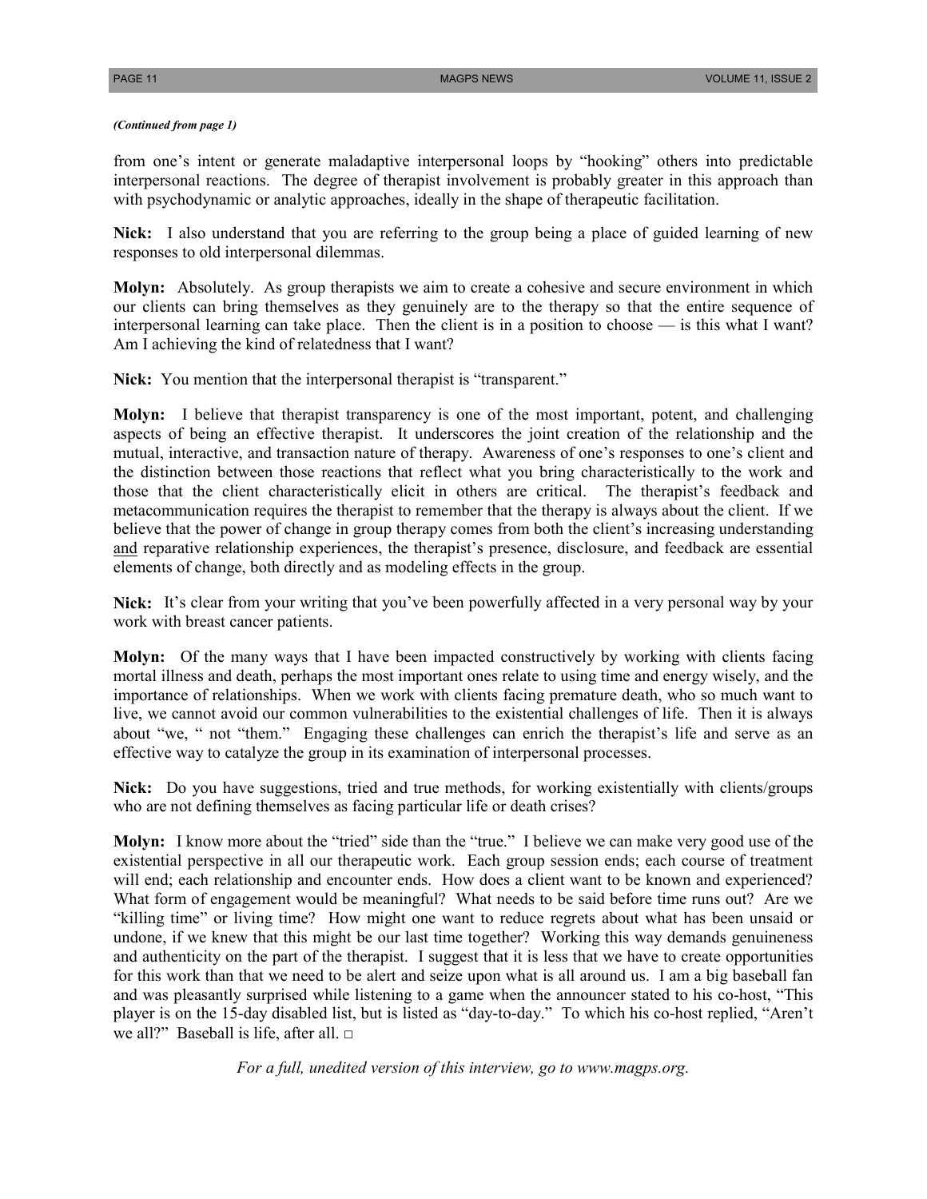*(Continued from page 1)*

from one's intent or generate maladaptive interpersonal loops by "hooking" others into predictable interpersonal reactions. The degree of therapist involvement is probably greater in this approach than with psychodynamic or analytic approaches, ideally in the shape of therapeutic facilitation.

**Nick:** I also understand that you are referring to the group being a place of guided learning of new responses to old interpersonal dilemmas.

**Molyn:** Absolutely. As group therapists we aim to create a cohesive and secure environment in which our clients can bring themselves as they genuinely are to the therapy so that the entire sequence of interpersonal learning can take place. Then the client is in a position to choose — is this what I want? Am I achieving the kind of relatedness that I want?

**Nick:** You mention that the interpersonal therapist is "transparent."

**Molyn:** I believe that therapist transparency is one of the most important, potent, and challenging aspects of being an effective therapist. It underscores the joint creation of the relationship and the mutual, interactive, and transaction nature of therapy. Awareness of one's responses to one's client and the distinction between those reactions that reflect what you bring characteristically to the work and those that the client characteristically elicit in others are critical. The therapist's feedback and metacommunication requires the therapist to remember that the therapy is always about the client. If we believe that the power of change in group therapy comes from both the client's increasing understanding <u>and</u> reparative relationship experiences, the therapist's presence, disclosure, and feedback are essential elements of change, both directly and as modeling effects in the group.

**Nick:** It's clear from your writing that you've been powerfully affected in a very personal way by your work with breast cancer patients.

**Molyn:** Of the many ways that I have been impacted constructively by working with clients facing mortal illness and death, perhaps the most important ones relate to using time and energy wisely, and the importance of relationships. When we work with clients facing premature death, who so much want to live, we cannot avoid our common vulnerabilities to the existential challenges of life. Then it is always about "we, " not "them." Engaging these challenges can enrich the therapist's life and serve as an effective way to catalyze the group in its examination of interpersonal processes.

**Nick:** Do you have suggestions, tried and true methods, for working existentially with clients/groups who are not defining themselves as facing particular life or death crises?

**Molyn:** I know more about the "tried" side than the "true." I believe we can make very good use of the existential perspective in all our therapeutic work. Each group session ends; each course of treatment will end; each relationship and encounter ends. How does a client want to be known and experienced? What form of engagement would be meaningful? What needs to be said before time runs out? Are we "killing time" or living time? How might one want to reduce regrets about what has been unsaid or undone, if we knew that this might be our last time together? Working this way demands genuineness and authenticity on the part of the therapist. I suggest that it is less that we have to create opportunities for this work than that we need to be alert and seize upon what is all around us. I am a big baseball fan and was pleasantly surprised while listening to a game when the announcer stated to his co-host, "This player is on the 15-day disabled list, but is listed as "day-to-day." To which his co-host replied, "Aren't we all?" Baseball is life, after all. □

*For a full, unedited version of this interview, go to www.magps.org.*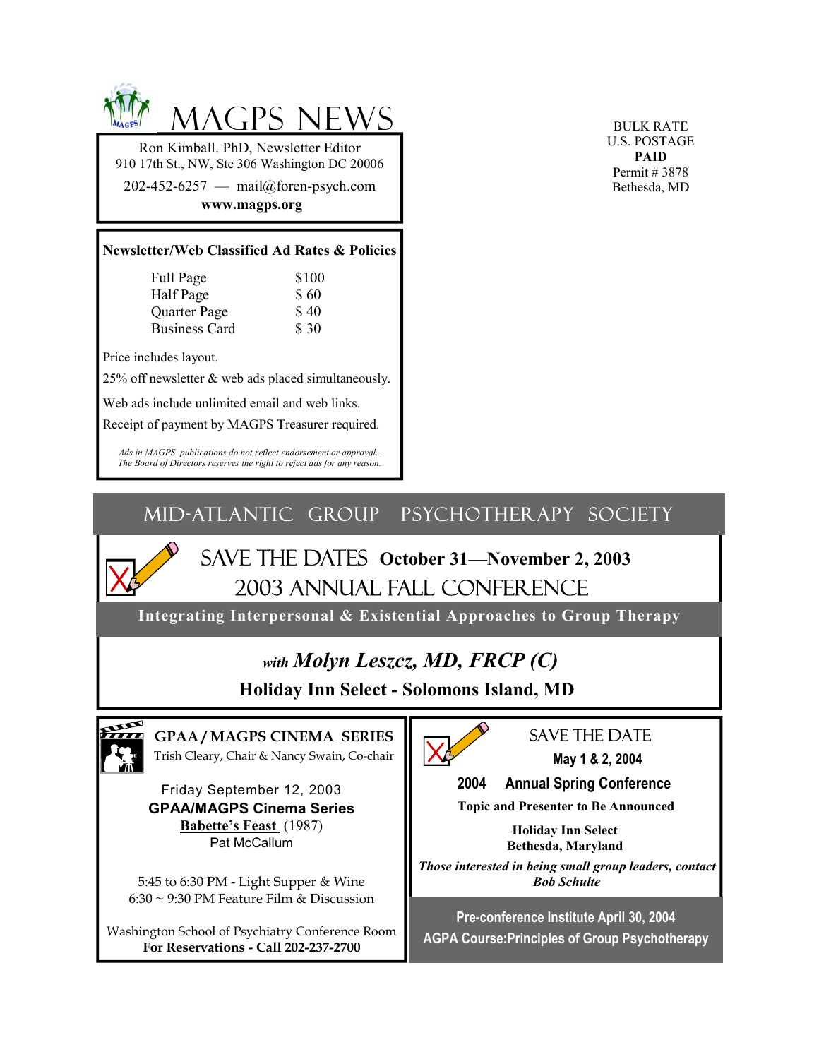# MAGPS NEWS

Ron Kimball. PhD, Newsletter Editor
910 17th St., NW, Ste 306 Washington DC 20006
202-452-6257 — mail@foren-psych.com
**www.magps.org**

BULK RATE
U.S. POSTAGE
**PAID**
Permit # 3878
Bethesda, MD

**Newsletter/Web Classified Ad Rates & Policies**

| | |
|---|---|
| Full Page | $100 |
| Half Page | $ 60 |
| Quarter Page | $ 40 |
| Business Card | $ 30 |

Price includes layout.

25% off newsletter & web ads placed simultaneously.

Web ads include unlimited email and web links.

Receipt of payment by MAGPS Treasurer required.

*Ads in MAGPS publications do not reflect endorsement or approval..*
*The Board of Directors reserves the right to reject ads for any reason.*

## MID-ATLANTIC GROUP PSYCHOTHERAPY SOCIETY

### SAVE THE DATES **October 31—November 2, 2003**

### 2003 ANNUAL FALL CONFERENCE

**Integrating Interpersonal & Existential Approaches to Group Therapy**

*with* ***Molyn Leszcz, MD, FRCP (C)***

**Holiday Inn Select - Solomons Island, MD**

### GPAA / MAGPS CINEMA SERIES

Trish Cleary, Chair & Nancy Swain, Co-chair

Friday September 12, 2003
**GPAA/MAGPS Cinema Series**
**Babette's Feast** (1987)
Pat McCallum

5:45 to 6:30 PM - Light Supper & Wine
6:30 ~ 9:30 PM Feature Film & Discussion

Washington School of Psychiatry Conference Room
**For Reservations - Call 202-237-2700**

### SAVE THE DATE

**May 1 & 2, 2004**

**2004 Annual Spring Conference**

**Topic and Presenter to Be Announced**

**Holiday Inn Select**
**Bethesda, Maryland**

***Those interested in being small group leaders, contact Bob Schulte***

**Pre-conference Institute April 30, 2004**
**AGPA Course:Principles of Group Psychotherapy**